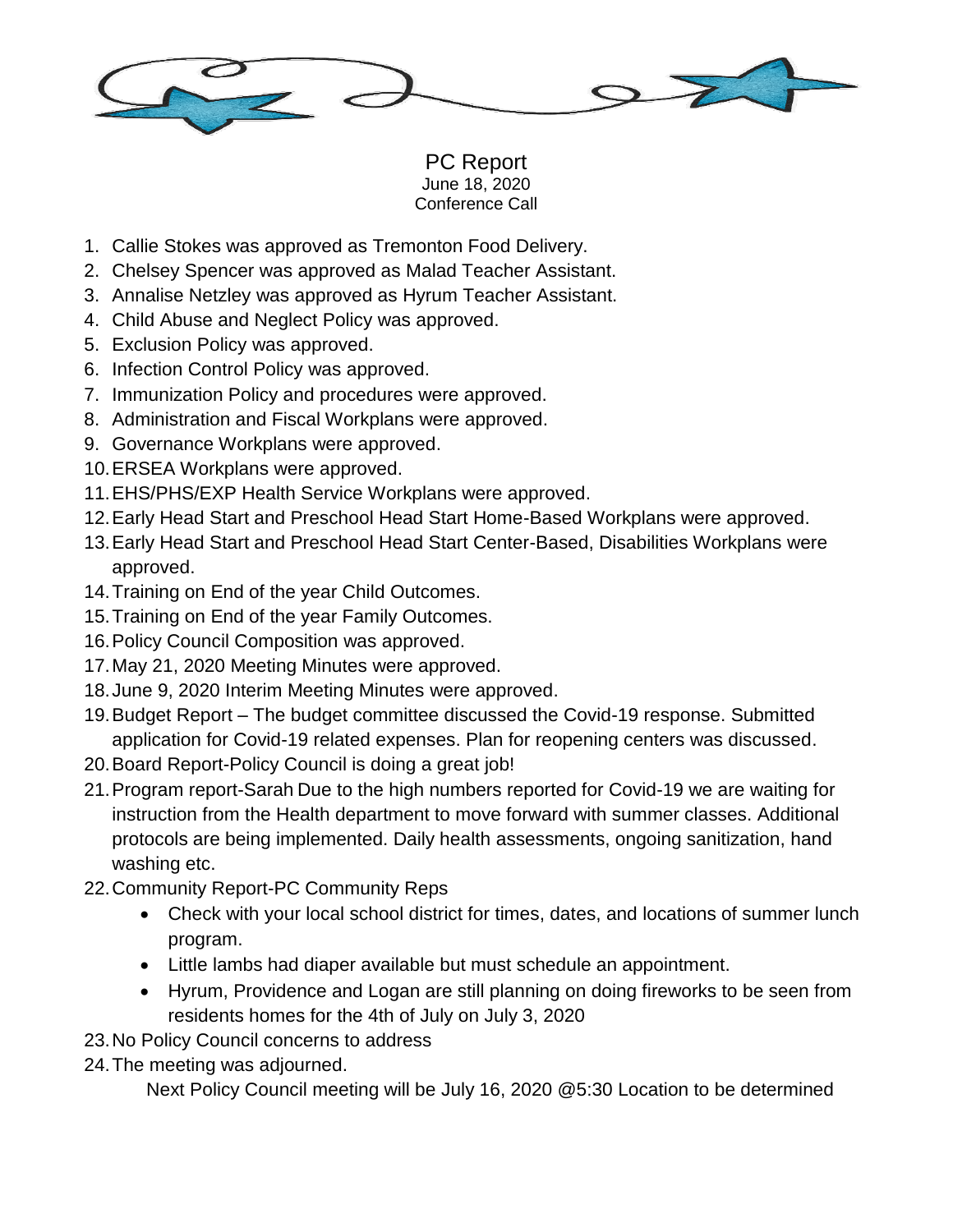# PC Report

June 18, 2020
Conference Call

1. Callie Stokes was approved as Tremonton Food Delivery.
2. Chelsey Spencer was approved as Malad Teacher Assistant.
3. Annalise Netzley was approved as Hyrum Teacher Assistant.
4. Child Abuse and Neglect Policy was approved.
5. Exclusion Policy was approved.
6. Infection Control Policy was approved.
7. Immunization Policy and procedures were approved.
8. Administration and Fiscal Workplans were approved.
9. Governance Workplans were approved.
10. ERSEA Workplans were approved.
11. EHS/PHS/EXP Health Service Workplans were approved.
12. Early Head Start and Preschool Head Start Home-Based Workplans were approved.
13. Early Head Start and Preschool Head Start Center-Based, Disabilities Workplans were approved.
14. Training on End of the year Child Outcomes.
15. Training on End of the year Family Outcomes.
16. Policy Council Composition was approved.
17. May 21, 2020 Meeting Minutes were approved.
18. June 9, 2020 Interim Meeting Minutes were approved.
19. Budget Report – The budget committee discussed the Covid-19 response. Submitted application for Covid-19 related expenses. Plan for reopening centers was discussed.
20. Board Report-Policy Council is doing a great job!
21. Program report-Sarah Due to the high numbers reported for Covid-19 we are waiting for instruction from the Health department to move forward with summer classes. Additional protocols are being implemented. Daily health assessments, ongoing sanitization, hand washing etc.
22. Community Report-PC Community Reps
    - Check with your local school district for times, dates, and locations of summer lunch program.
    - Little lambs had diaper available but must schedule an appointment.
    - Hyrum, Providence and Logan are still planning on doing fireworks to be seen from residents homes for the 4th of July on July 3, 2020
23. No Policy Council concerns to address
24. The meeting was adjourned.

    Next Policy Council meeting will be July 16, 2020 @5:30 Location to be determined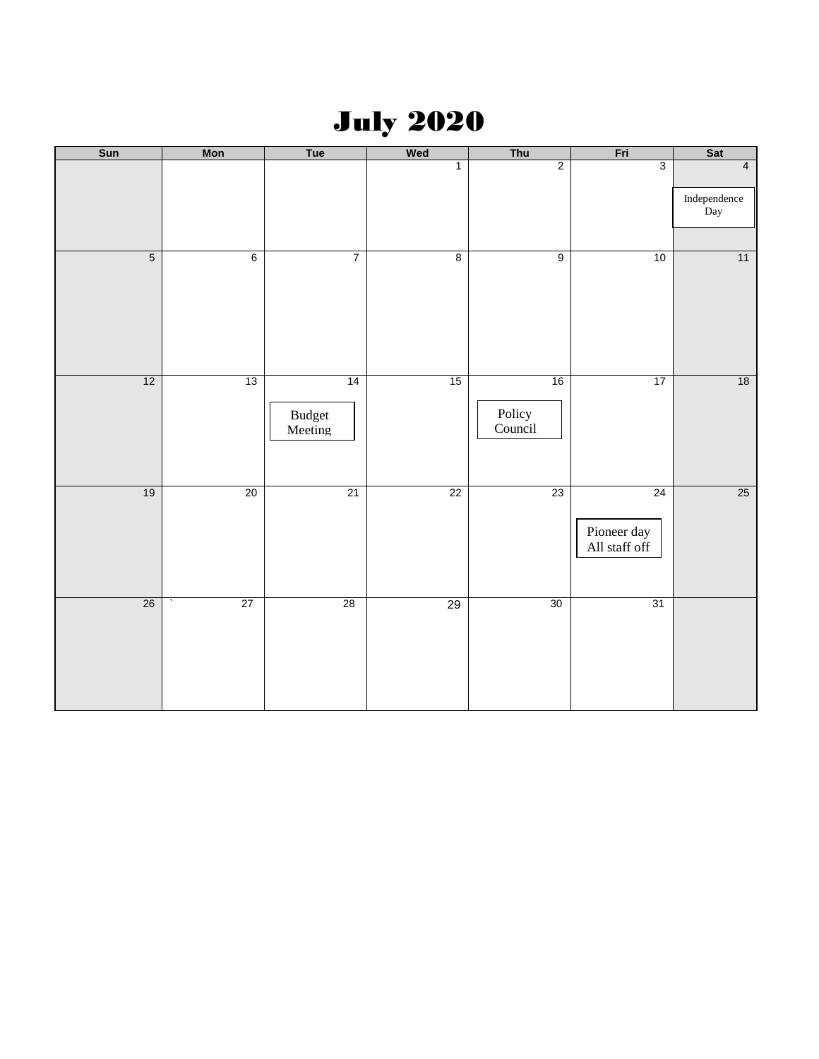# July 2020

| Sun | Mon | Tue | Wed | Thu | Fri | Sat |
|---|---|---|---|---|---|---|
| | | | 1 | 2 | 3 | 4 Independence Day |
| 5 | 6 | 7 | 8 | 9 | 10 | 11 |
| 12 | 13 | 14 Budget Meeting | 15 | 16 Policy Council | 17 | 18 |
| 19 | 20 | 21 | 22 | 23 | 24 Pioneer day All staff off | 25 |
| 26 | ` 27 | 28 | 29 | 30 | 31 | |